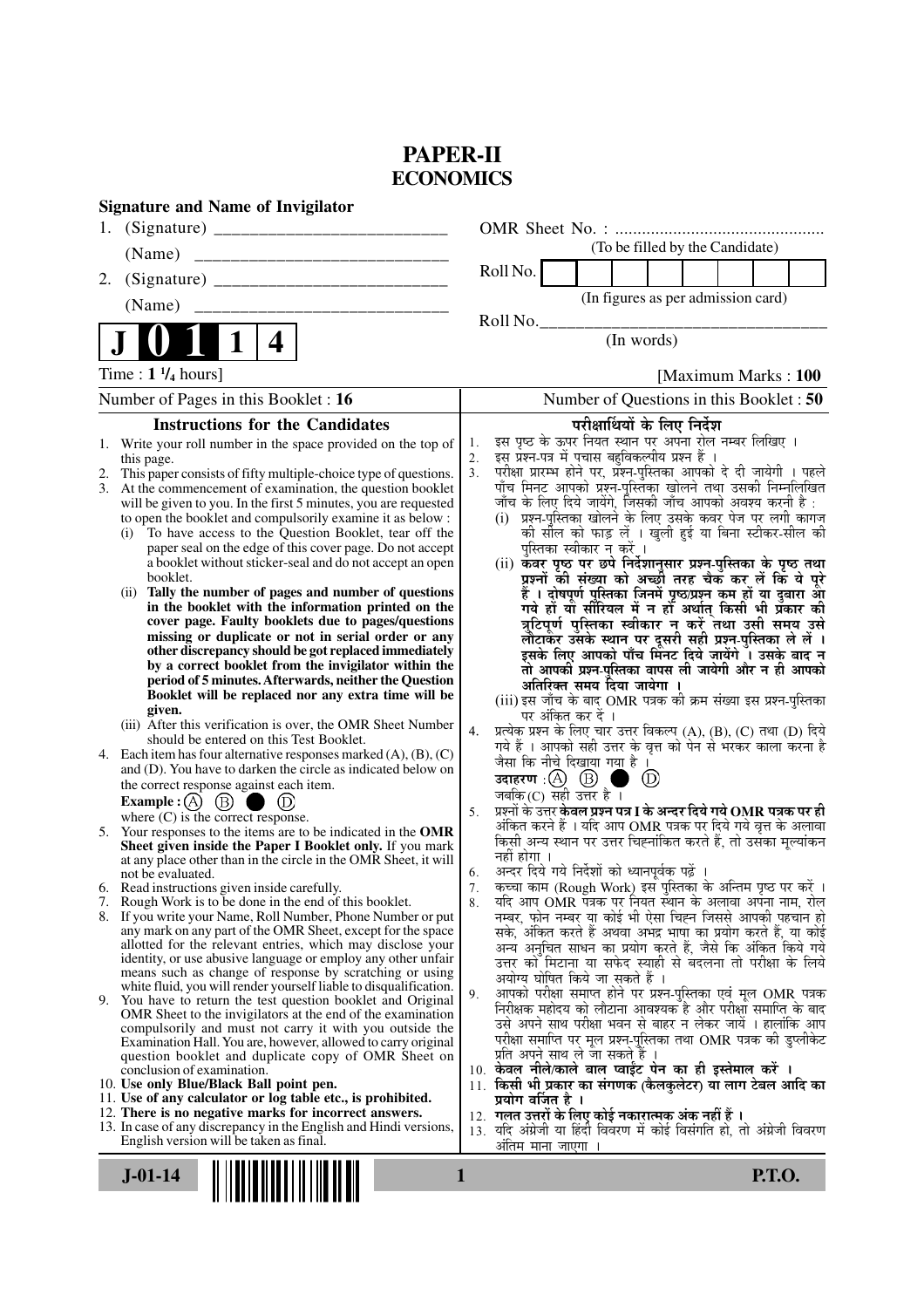# PAPER-II
## ECONOMICS

**Signature and Name of Invigilator**

1. (Signature) __________________________

   (Name) __________________________

2. (Signature) __________________________

   (Name) __________________________

OMR Sheet No. : ...............................................

(To be filled by the Candidate)

Roll No. | | | | | | | | |

(In figures as per admission card)

Roll No.________________________________

(In words)

**J 0 1 1 4**

Time : **1 ¼ hours**] [Maximum Marks : **100**

Number of Pages in this Booklet : 16 | Number of Questions in this Booklet : 50

### Instructions for the Candidates

1. Write your roll number in the space provided on the top of this page.
2. This paper consists of fifty multiple-choice type of questions.
3. At the commencement of examination, the question booklet will be given to you. In the first 5 minutes, you are requested to open the booklet and compulsorily examine it as below :
   (i) To have access to the Question Booklet, tear off the paper seal on the edge of this cover page. Do not accept a booklet without sticker-seal and do not accept an open booklet.
   (ii) **Tally the number of pages and number of questions in the booklet with the information printed on the cover page. Faulty booklets due to pages/questions missing or duplicate or not in serial order or any other discrepancy should be got replaced immediately by a correct booklet from the invigilator within the period of 5 minutes. Afterwards, neither the Question Booklet will be replaced nor any extra time will be given.**
   (iii) After this verification is over, the OMR Sheet Number should be entered on this Test Booklet.
4. Each item has four alternative responses marked (A), (B), (C) and (D). You have to darken the circle as indicated below on the correct response against each item.
   **Example :** (A) (B) ● (D)
   where (C) is the correct response.
5. Your responses to the items are to be indicated in the **OMR Sheet given inside the Paper I Booklet only.** If you mark at any place other than in the circle in the OMR Sheet, it will not be evaluated.
6. Read instructions given inside carefully.
7. Rough Work is to be done in the end of this booklet.
8. If you write your Name, Roll Number, Phone Number or put any mark on any part of the OMR Sheet, except for the space allotted for the relevant entries, which may disclose your identity, or use abusive language or employ any other unfair means such as change of response by scratching or using white fluid, you will render yourself liable to disqualification.
9. You have to return the test question booklet and Original OMR Sheet to the invigilators at the end of the examination compulsorily and must not carry it with you outside the Examination Hall. You are, however, allowed to carry original question booklet and duplicate copy of OMR Sheet on conclusion of examination.
10. **Use only Blue/Black Ball point pen.**
11. **Use of any calculator or log table etc., is prohibited.**
12. **There is no negative marks for incorrect answers.**
13. In case of any discrepancy in the English and Hindi versions, English version will be taken as final.

### परीक्षार्थियों के लिए निर्देश

1. इस पृष्ठ के ऊपर नियत स्थान पर अपना रोल नम्बर लिखिए ।
2. इस प्रश्न-पत्र में पचास बहुविकल्पीय प्रश्न हैं ।
3. परीक्षा प्रारम्भ होने पर, प्रश्न-पुस्तिका आपको दे दी जायेगी । पहले पाँच मिनट आपको प्रश्न-पुस्तिका खोलने तथा उसकी निम्नलिखित जाँच के लिए दिये जायेंगे, जिसकी जाँच आपको अवश्य करनी है :
   (i) प्रश्न-पुस्तिका खोलने के लिए उसके कवर पेज पर लगी कागज की सील को फाड़ लें । खुली हुई या बिना स्टीकर-सील की पुस्तिका स्वीकार न करें ।
   (ii) **कवर पृष्ठ पर छपे निर्देशानुसार प्रश्न-पुस्तिका के पृष्ठ तथा प्रश्नों की संख्या को अच्छी तरह चैक कर लें कि ये पूरे हैं । दोषपूर्ण पुस्तिका जिनमें पृष्ठ/प्रश्न कम हों या दुबारा आ गये हों या सीरियल में न हों अर्थात् किसी भी प्रकार की त्रुटिपूर्ण पुस्तिका स्वीकार न करें तथा उसी समय उसे लौटाकर उसके स्थान पर दूसरी सही प्रश्न-पुस्तिका ले लें । इसके लिए आपको पाँच मिनट दिये जायेंगे । उसके बाद न तो आपकी प्रश्न-पुस्तिका वापस ली जायेगी और न ही आपको अतिरिक्त समय दिया जायेगा ।**
   (iii) इस जाँच के बाद OMR पत्रक की क्रम संख्या इस प्रश्न-पुस्तिका पर अंकित कर दें ।
4. प्रत्येक प्रश्न के लिए चार उत्तर विकल्प (A), (B), (C) तथा (D) दिये गये हैं । आपको सही उत्तर के वृत्त को पेन से भरकर काला करना है जैसा कि नीचे दिखाया गया है ।
   **उदाहरण :** (A) (B) ● (D)
   जबकि (C) सही उत्तर है ।
5. प्रश्नों के उत्तर **केवल प्रश्न पत्र I के अन्दर दिये गये OMR पत्रक पर ही** अंकित करने हैं । यदि आप OMR पत्रक पर दिये गये वृत्त के अलावा किसी अन्य स्थान पर उत्तर चिह्नांकित करते हैं, तो उसका मूल्यांकन नहीं होगा ।
6. अन्दर दिये गये निर्देशों को ध्यानपूर्वक पढ़ें ।
7. कच्चा काम (Rough Work) इस पुस्तिका के अन्तिम पृष्ठ पर करें ।
8. यदि आप OMR पत्रक पर नियत स्थान के अलावा अपना नाम, रोल नम्बर, फोन नम्बर या कोई भी ऐसा चिह्न जिससे आपकी पहचान हो सके, अंकित करते हैं अथवा अभद्र भाषा का प्रयोग करते हैं, या कोई अन्य अनुचित साधन का प्रयोग करते हैं, जैसे कि अंकित किये गये उत्तर को मिटाना या सफेद स्याही से बदलना तो परीक्षा के लिये अयोग्य घोषित किये जा सकते हैं ।
9. आपको परीक्षा समाप्त होने पर प्रश्न-पुस्तिका एवं मूल OMR पत्रक निरीक्षक महोदय को लौटाना आवश्यक है और परीक्षा समाप्ति के बाद उसे अपने साथ परीक्षा भवन से बाहर न लेकर जायें । हालांकि आप परीक्षा समाप्ति पर मूल प्रश्न-पुस्तिका तथा OMR पत्रक की डुप्लीकेट प्रति अपने साथ ले जा सकते हैं ।
10. **केवल नीले/काले बाल प्वाईंट पेन का ही इस्तेमाल करें ।**
11. **किसी भी प्रकार का संगणक (कैलकुलेटर) या लाग टेबल आदि का प्रयोग वर्जित है ।**
12. **गलत उत्तरों के लिए कोई नकारात्मक अंक नहीं हैं ।**
13. यदि अंग्रेजी या हिंदी विवरण में कोई विसंगति हो, तो अंग्रेजी विवरण अंतिम माना जाएगा ।

**J-01-14** **P.T.O.**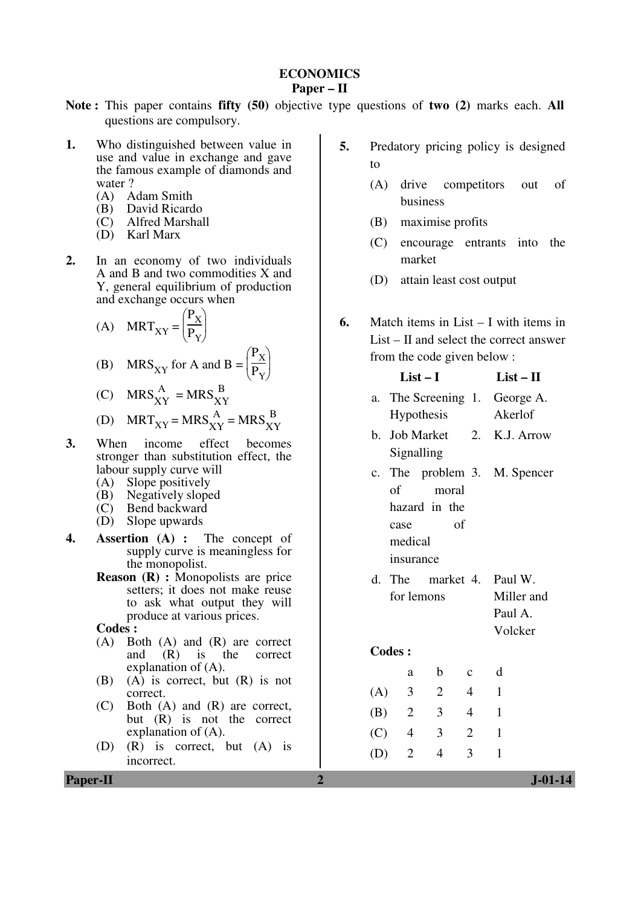# ECONOMICS

## Paper – II

**Note :** This paper contains **fifty (50)** objective type questions of **two (2)** marks each. **All** questions are compulsory.

**1.** Who distinguished between value in use and value in exchange and gave the famous example of diamonds and water ?

(A) Adam Smith
(B) David Ricardo
(C) Alfred Marshall
(D) Karl Marx

**2.** In an economy of two individuals A and B and two commodities X and Y, general equilibrium of production and exchange occurs when

(A) $MRT_{XY} = \left(\frac{P_X}{P_Y}\right)$

(B) $MRS_{XY}$ for A and B $= \left(\frac{P_X}{P_Y}\right)$

(C) $MRS^A_{XY} = MRS^B_{XY}$

(D) $MRT_{XY} = MRS^A_{XY} = MRS^B_{XY}$

**3.** When income effect becomes stronger than substitution effect, the labour supply curve will

(A) Slope positively
(B) Negatively sloped
(C) Bend backward
(D) Slope upwards

**4.** **Assertion (A) :** The concept of supply curve is meaningless for the monopolist.

**Reason (R) :** Monopolists are price setters; it does not make reuse to ask what output they will produce at various prices.

**Codes :**

(A) Both (A) and (R) are correct and (R) is the correct explanation of (A).
(B) (A) is correct, but (R) is not correct.
(C) Both (A) and (R) are correct, but (R) is not the correct explanation of (A).
(D) (R) is correct, but (A) is incorrect.

**5.** Predatory pricing policy is designed to

(A) drive competitors out of business
(B) maximise profits
(C) encourage entrants into the market
(D) attain least cost output

**6.** Match items in List – I with items in List – II and select the correct answer from the code given below :

| | List – I | | List – II |
|---|---|---|---|
| a. | The Screening Hypothesis | 1. | George A. Akerlof |
| b. | Job Market Signalling | 2. | K.J. Arrow |
| c. | The problem of moral hazard in the case of medical insurance | 3. | M. Spencer |
| d. | The market for lemons | 4. | Paul W. Miller and Paul A. Volcker |

**Codes :**

| | a | b | c | d |
|---|---|---|---|---|
| (A) | 3 | 2 | 4 | 1 |
| (B) | 2 | 3 | 4 | 1 |
| (C) | 4 | 3 | 2 | 1 |
| (D) | 2 | 4 | 3 | 1 |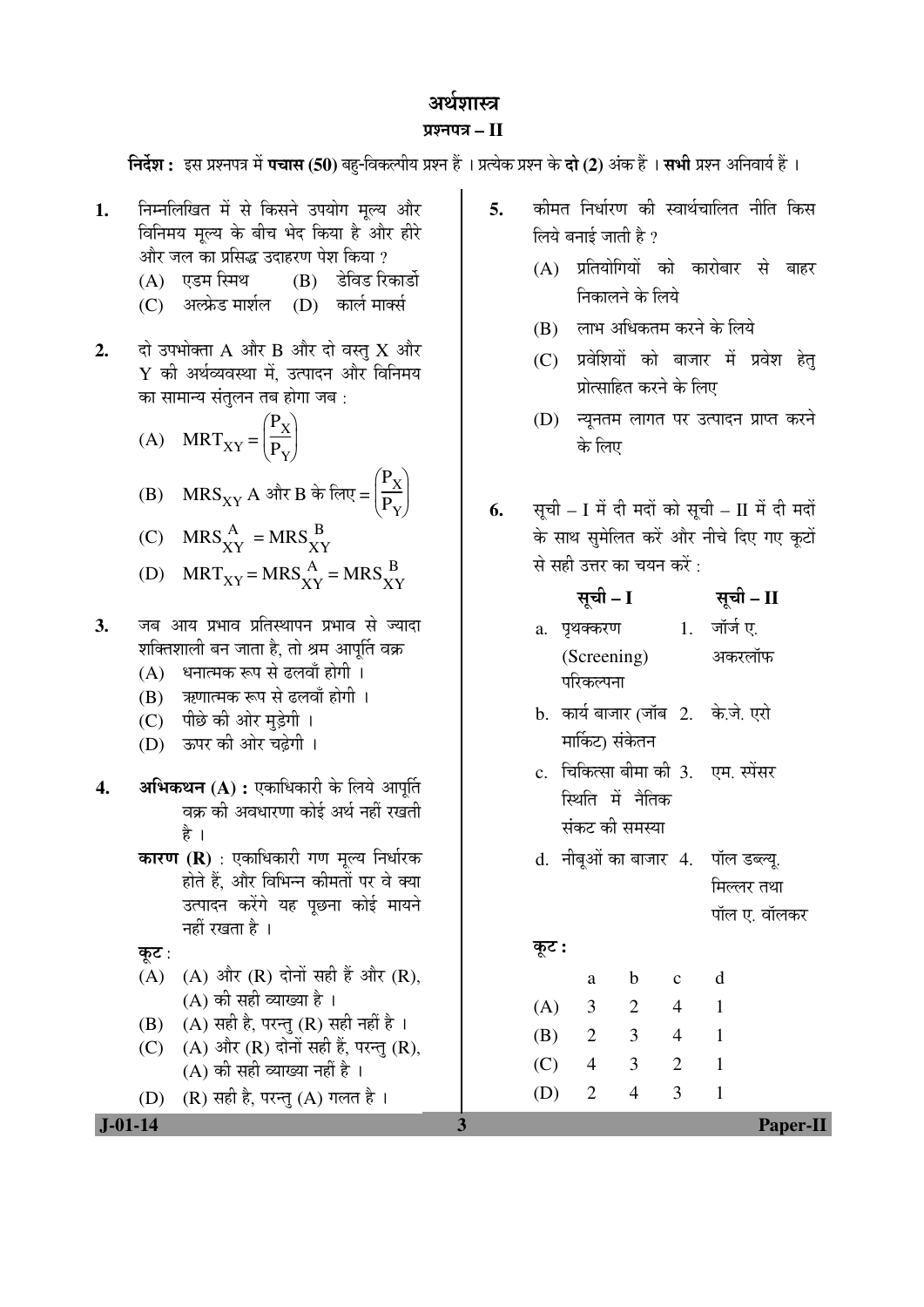# अर्थशास्त्र

## प्रश्नपत्र – II

**निर्देश :** इस प्रश्नपत्र में **पचास (50)** बहु-विकल्पीय प्रश्न हैं । प्रत्येक प्रश्न के **दो (2)** अंक हैं । **सभी** प्रश्न अनिवार्य हैं ।

**1.** निम्नलिखित में से किसने उपयोग मूल्य और विनिमय मूल्य के बीच भेद किया है और हीरे और जल का प्रसिद्ध उदाहरण पेश किया ?

(A) एडम स्मिथ (B) डेविड रिकार्डो

(C) अल्फ्रेड मार्शल (D) कार्ल मार्क्स

**2.** दो उपभोक्ता A और B और दो वस्तु X और Y की अर्थव्यवस्था में, उत्पादन और विनिमय का सामान्य संतुलन तब होगा जब :

(A) $MRT_{XY} = \left(\frac{P_X}{P_Y}\right)$

(B) $MRS_{XY}$ A और B के लिए $= \left(\frac{P_X}{P_Y}\right)$

(C) $MRS^A_{XY} = MRS^B_{XY}$

(D) $MRT_{XY} = MRS^A_{XY} = MRS^B_{XY}$

**3.** जब आय प्रभाव प्रतिस्थापन प्रभाव से ज्यादा शक्तिशाली बन जाता है, तो श्रम आपूर्ति वक्र

(A) धनात्मक रूप से ढलवाँ होगी ।

(B) ऋणात्मक रूप से ढलवाँ होगी ।

(C) पीछे की ओर मुड़ेगी ।

(D) ऊपर की ओर चढ़ेगी ।

**4.** **अभिकथन (A) :** एकाधिकारी के लिये आपूर्ति वक्र की अवधारणा कोई अर्थ नहीं रखती है ।

**कारण (R)** : एकाधिकारी गण मूल्य निर्धारक होते हैं, और विभिन्न कीमतों पर वे क्या उत्पादन करेंगे यह पूछना कोई मायने नहीं रखता है ।

**कूट** :

(A) (A) और (R) दोनों सही हैं और (R), (A) की सही व्याख्या है ।

(B) (A) सही है, परन्तु (R) सही नहीं है ।

(C) (A) और (R) दोनों सही हैं, परन्तु (R), (A) की सही व्याख्या नहीं है ।

(D) (R) सही है, परन्तु (A) गलत है ।

**5.** कीमत निर्धारण की स्वार्थचालित नीति किस लिये बनाई जाती है ?

(A) प्रतियोगियों को कारोबार से बाहर निकालने के लिये

(B) लाभ अधिकतम करने के लिये

(C) प्रवेशियों को बाजार में प्रवेश हेतु प्रोत्साहित करने के लिए

(D) न्यूनतम लागत पर उत्पादन प्राप्त करने के लिए

**6.** सूची – I में दी मदों को सूची – II में दी मदों के साथ सुमेलित करें और नीचे दिए गए कूटों से सही उत्तर का चयन करें :

| सूची – I | सूची – II |
|---|---|
| a. पृथक्करण (Screening) परिकल्पना | 1. जॉर्ज ए. अकरलॉफ |
| b. कार्य बाजार (जॉब मार्किट) संकेतन | 2. के.जे. एरो |
| c. चिकित्सा बीमा की स्थिति में नैतिक संकट की समस्या | 3. एम. स्पेंसर |
| d. नीबूओं का बाजार | 4. पॉल डब्ल्यू. मिल्लर तथा पॉल ए. वॉलकर |

**कूट :**

| | a | b | c | d |
|---|---|---|---|---|
| (A) | 3 | 2 | 4 | 1 |
| (B) | 2 | 3 | 4 | 1 |
| (C) | 4 | 3 | 2 | 1 |
| (D) | 2 | 4 | 3 | 1 |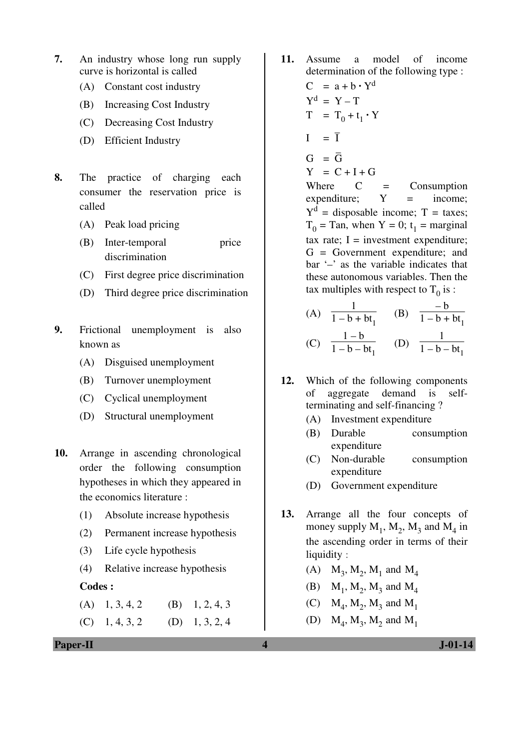7. An industry whose long run supply curve is horizontal is called
   - (A) Constant cost industry
   - (B) Increasing Cost Industry
   - (C) Decreasing Cost Industry
   - (D) Efficient Industry

8. The practice of charging each consumer the reservation price is called
   - (A) Peak load pricing
   - (B) Inter-temporal price discrimination
   - (C) First degree price discrimination
   - (D) Third degree price discrimination

9. Frictional unemployment is also known as
   - (A) Disguised unemployment
   - (B) Turnover unemployment
   - (C) Cyclical unemployment
   - (D) Structural unemployment

10. Arrange in ascending chronological order the following consumption hypotheses in which they appeared in the economics literature :
    - (1) Absolute increase hypothesis
    - (2) Permanent increase hypothesis
    - (3) Life cycle hypothesis
    - (4) Relative increase hypothesis

    **Codes :**
    - (A) 1, 3, 4, 2
    - (B) 1, 2, 4, 3
    - (C) 1, 4, 3, 2
    - (D) 1, 3, 2, 4

11. Assume a model of income determination of the following type :

    $C = a + b \cdot Y^d$

    $Y^d = Y - T$

    $T = T_0 + t_1 \cdot Y$

    $I = \bar{I}$

    $G = \bar{G}$

    $Y = C + I + G$

    Where C = Consumption expenditure; Y = income; $Y^d$ = disposable income; T = taxes; $T_0$ = Tan, when Y = 0; $t_1$ = marginal tax rate; I = investment expenditure; G = Government expenditure; and bar '–' as the variable indicates that these autonomous variables. Then the tax multiples with respect to $T_0$ is :
    - (A) $\frac{1}{1 - b + bt_1}$
    - (B) $\frac{-b}{1 - b + bt_1}$
    - (C) $\frac{1 - b}{1 - b - bt_1}$
    - (D) $\frac{1}{1 - b - bt_1}$

12. Which of the following components of aggregate demand is self-terminating and self-financing ?
    - (A) Investment expenditure
    - (B) Durable consumption expenditure
    - (C) Non-durable consumption expenditure
    - (D) Government expenditure

13. Arrange all the four concepts of money supply $M_1$, $M_2$, $M_3$ and $M_4$ in the ascending order in terms of their liquidity :
    - (A) $M_3$, $M_2$, $M_1$ and $M_4$
    - (B) $M_1$, $M_2$, $M_3$ and $M_4$
    - (C) $M_4$, $M_2$, $M_3$ and $M_1$
    - (D) $M_4$, $M_3$, $M_2$ and $M_1$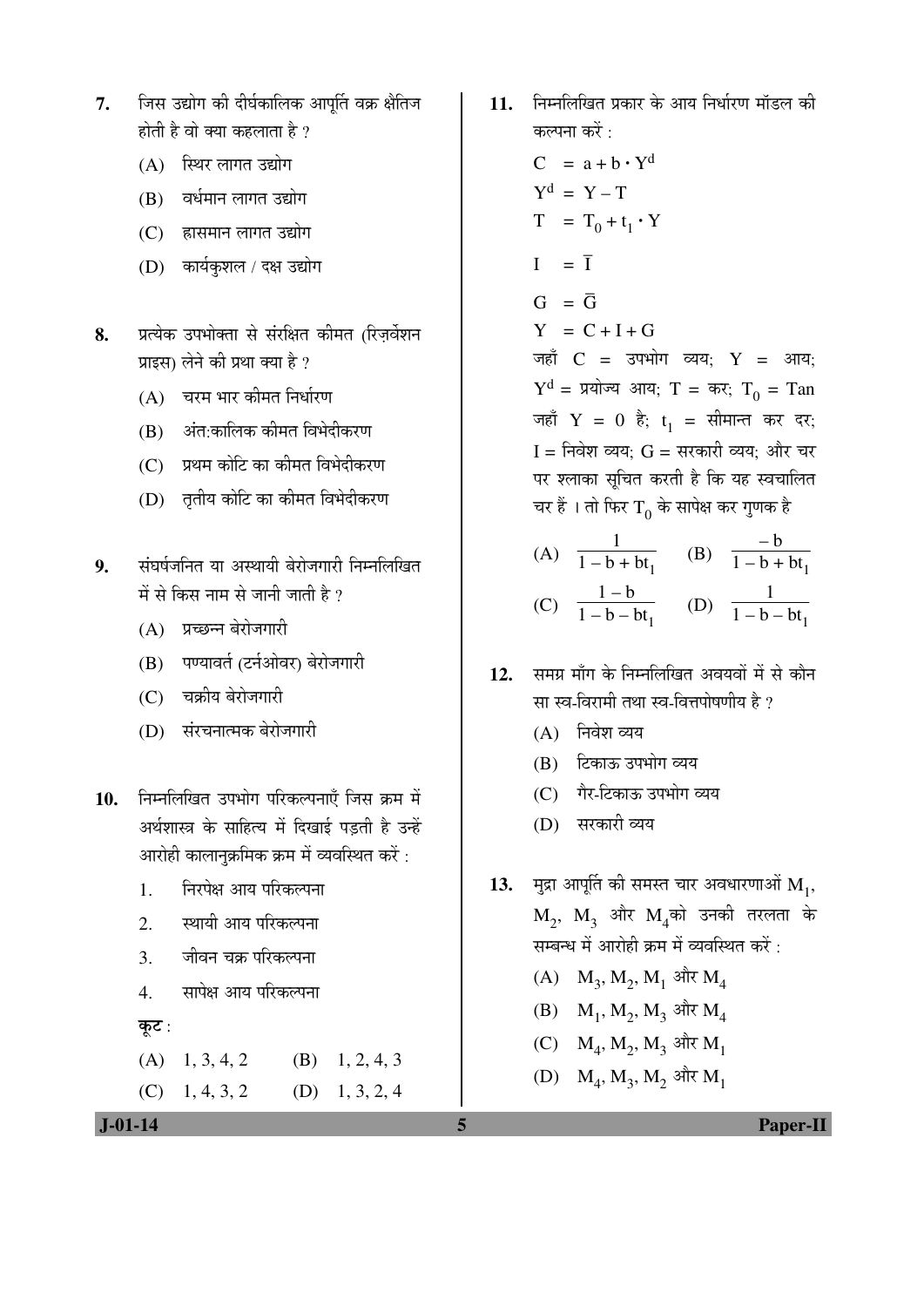7. जिस उद्योग की दीर्घकालिक आपूर्ति वक्र क्षैतिज होती है वो क्या कहलाता है ?
   (A) स्थिर लागत उद्योग
   (B) वर्धमान लागत उद्योग
   (C) ह्रासमान लागत उद्योग
   (D) कार्यकुशल / दक्ष उद्योग

8. प्रत्येक उपभोक्ता से संरक्षित कीमत (रिज़र्वेशन प्राइस) लेने की प्रथा क्या है ?
   (A) चरम भार कीमत निर्धारण
   (B) अंत:कालिक कीमत विभेदीकरण
   (C) प्रथम कोटि का कीमत विभेदीकरण
   (D) तृतीय कोटि का कीमत विभेदीकरण

9. संघर्षजनित या अस्थायी बेरोजगारी निम्नलिखित में से किस नाम से जानी जाती है ?
   (A) प्रच्छन्न बेरोजगारी
   (B) पण्यावर्त (टर्नओवर) बेरोजगारी
   (C) चक्रीय बेरोजगारी
   (D) संरचनात्मक बेरोजगारी

10. निम्नलिखित उपभोग परिकल्पनाएँ जिस क्रम में अर्थशास्त्र के साहित्य में दिखाई पड़ती है उन्हें आरोही कालानुक्रमिक क्रम में व्यवस्थित करें :
    1. निरपेक्ष आय परिकल्पना
    2. स्थायी आय परिकल्पना
    3. जीवन चक्र परिकल्पना
    4. सापेक्ष आय परिकल्पना

    **कूट** :
    (A) 1, 3, 4, 2 (B) 1, 2, 4, 3
    (C) 1, 4, 3, 2 (D) 1, 3, 2, 4

11. निम्नलिखित प्रकार के आय निर्धारण मॉडल की कल्पना करें :

    $C = a + b \cdot Y^d$
    $Y^d = Y - T$
    $T = T_0 + t_1 \cdot Y$
    $I = \bar{I}$
    $G = \bar{G}$
    $Y = C + I + G$

    जहाँ C = उपभोग व्यय; Y = आय; $Y^d$ = प्रयोज्य आय; T = कर; $T_0$ = Tan जहाँ Y = 0 है; $t_1$ = सीमान्त कर दर; I = निवेश व्यय; G = सरकारी व्यय; और चर पर श्लाका सूचित करती है कि यह स्वचालित चर हैं । तो फिर $T_0$ के सापेक्ष कर गुणक है

    (A) $\frac{1}{1 - b + bt_1}$ (B) $\frac{-b}{1 - b + bt_1}$
    (C) $\frac{1 - b}{1 - b - bt_1}$ (D) $\frac{1}{1 - b - bt_1}$

12. समग्र माँग के निम्नलिखित अवयवों में से कौन सा स्व-विरामी तथा स्व-वित्तपोषणीय है ?
    (A) निवेश व्यय
    (B) टिकाऊ उपभोग व्यय
    (C) गैर-टिकाऊ उपभोग व्यय
    (D) सरकारी व्यय

13. मुद्रा आपूर्ति की समस्त चार अवधारणाओं $M_1$, $M_2$, $M_3$ और $M_4$को उनकी तरलता के सम्बन्ध में आरोही क्रम में व्यवस्थित करें :
    (A) $M_3, M_2, M_1$ और $M_4$
    (B) $M_1, M_2, M_3$ और $M_4$
    (C) $M_4, M_2, M_3$ और $M_1$
    (D) $M_4, M_3, M_2$ और $M_1$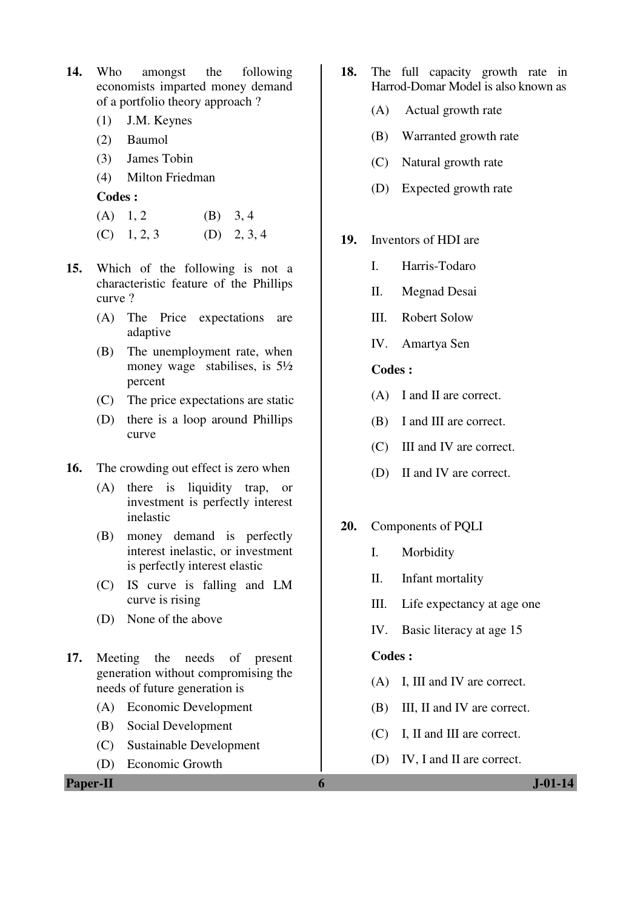14. Who amongst the following economists imparted money demand of a portfolio theory approach ?

    (1) J.M. Keynes
    (2) Baumol
    (3) James Tobin
    (4) Milton Friedman

    **Codes :**

    (A) 1, 2  (B) 3, 4
    (C) 1, 2, 3  (D) 2, 3, 4

15. Which of the following is not a characteristic feature of the Phillips curve ?

    (A) The Price expectations are adaptive
    (B) The unemployment rate, when money wage stabilises, is 5½ percent
    (C) The price expectations are static
    (D) there is a loop around Phillips curve

16. The crowding out effect is zero when

    (A) there is liquidity trap, or investment is perfectly interest inelastic
    (B) money demand is perfectly interest inelastic, or investment is perfectly interest elastic
    (C) IS curve is falling and LM curve is rising
    (D) None of the above

17. Meeting the needs of present generation without compromising the needs of future generation is

    (A) Economic Development
    (B) Social Development
    (C) Sustainable Development
    (D) Economic Growth

18. The full capacity growth rate in Harrod-Domar Model is also known as

    (A) Actual growth rate
    (B) Warranted growth rate
    (C) Natural growth rate
    (D) Expected growth rate

19. Inventors of HDI are

    I. Harris-Todaro
    II. Megnad Desai
    III. Robert Solow
    IV. Amartya Sen

    **Codes :**

    (A) I and II are correct.
    (B) I and III are correct.
    (C) III and IV are correct.
    (D) II and IV are correct.

20. Components of PQLI

    I. Morbidity
    II. Infant mortality
    III. Life expectancy at age one
    IV. Basic literacy at age 15

    **Codes :**

    (A) I, III and IV are correct.
    (B) III, II and IV are correct.
    (C) I, II and III are correct.
    (D) IV, I and II are correct.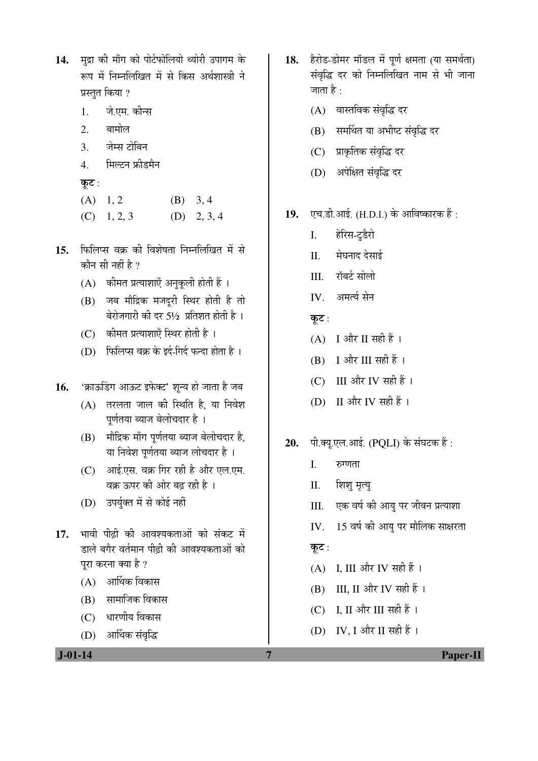14. मुद्रा की माँग को पोर्टफोलियो थ्योरी उपागम के रूप में निम्नलिखित में से किस अर्थशास्त्री ने प्रस्तुत किया ?

    1. जे.एम. कीन्स
    2. बामोल
    3. जेम्स टोबिन
    4. मिल्टन फ्रीडमैन

    **कूट :**

    (A) 1, 2  (B) 3, 4

    (C) 1, 2, 3  (D) 2, 3, 4

15. फिलिप्स वक्र की विशेषता निम्नलिखित में से कौन सी नहीं है ?

    (A) कीमत प्रत्याशाएँ अनुकूली होती हैं ।

    (B) जब मौद्रिक मजदूरी स्थिर होती है तो बेरोजगारी की दर 5½ प्रतिशत होती है ।

    (C) कीमत प्रत्याशाएँ स्थिर होती है ।

    (D) फिलिप्स वक्र के इर्द-गिर्द फन्दा होता है ।

16. 'क्राऊडिंग आऊट इफेक्ट' शून्य हो जाता है जब

    (A) तरलता जाल की स्थिति है, या निवेश पूर्णतया ब्याज बेलोचदार है ।

    (B) मौद्रिक माँग पूर्णतया ब्याज बेलोचदार है, या निवेश पूर्णतया ब्याज लोचदार है ।

    (C) आई.एस. वक्र गिर रही है और एल.एम. वक्र ऊपर की ओर बढ़ रही है ।

    (D) उपर्युक्त में से कोई नहीं

17. भावी पीढ़ी की आवश्यकताओं को संकट में डाले बगैर वर्तमान पीढ़ी की आवश्यकताओं को पूरा करना क्या है ?

    (A) आर्थिक विकास

    (B) सामाजिक विकास

    (C) धारणीय विकास

    (D) आर्थिक संवृद्धि

18. हैरोड-डोमर मॉडल में पूर्ण क्षमता (या समर्थता) संवृद्धि दर को निम्नलिखित नाम से भी जाना जाता है :

    (A) वास्तविक संवृद्धि दर

    (B) समर्थित या अभीष्ट संवृद्धि दर

    (C) प्राकृतिक संवृद्धि दर

    (D) अपेक्षित संवृद्धि दर

19. एच.डी.आई. (H.D.I.) के आविष्कारक हैं :

    I. हेरिस-टुडैरो

    II. मेघनाद देसाई

    III. रॉबर्ट सोलो

    IV. अमर्त्य सेन

    **कूट :**

    (A) I और II सही हैं ।

    (B) I और III सही हैं ।

    (C) III और IV सही हैं ।

    (D) II और IV सही हैं ।

20. पी.क्यू.एल.आई. (PQLI) के संघटक हैं :

    I. रुग्णता

    II. शिशु मृत्यु

    III. एक वर्ष की आयु पर जीवन प्रत्याशा

    IV. 15 वर्ष की आयु पर मौलिक साक्षरता

    **कूट :**

    (A) I, III और IV सही हैं ।

    (B) III, II और IV सही हैं ।

    (C) I, II और III सही हैं ।

    (D) IV, I और II सही हैं ।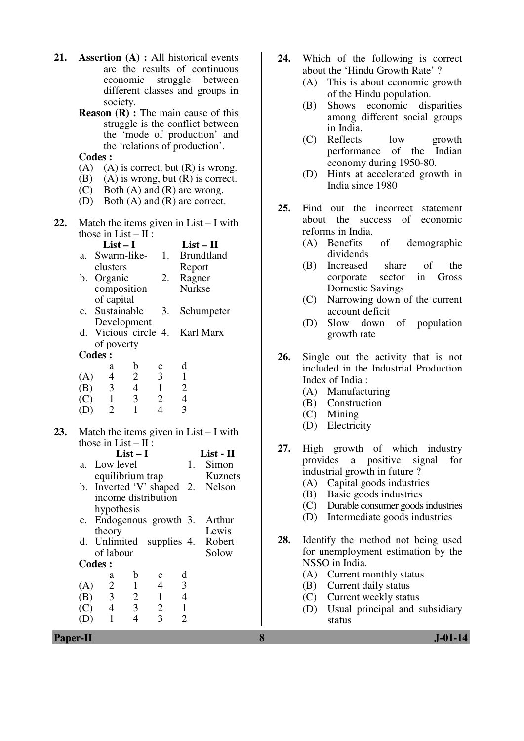**21.** **Assertion (A) :** All historical events are the results of continuous economic struggle between different classes and groups in society.

**Reason (R) :** The main cause of this struggle is the conflict between the 'mode of production' and the 'relations of production'.

**Codes :**

(A) (A) is correct, but (R) is wrong.
(B) (A) is wrong, but (R) is correct.
(C) Both (A) and (R) are wrong.
(D) Both (A) and (R) are correct.

**22.** Match the items given in List – I with those in List – II :

| | List – I | | List – II |
|---|---|---|---|
| a. | Swarm-like-clusters | 1. | Brundtland Report |
| b. | Organic composition of capital | 2. | Ragner Nurkse |
| c. | Sustainable Development | 3. | Schumpeter |
| d. | Vicious circle of poverty | 4. | Karl Marx |

**Codes :**

| | a | b | c | d |
|---|---|---|---|---|
| (A) | 4 | 2 | 3 | 1 |
| (B) | 3 | 4 | 1 | 2 |
| (C) | 1 | 3 | 2 | 4 |
| (D) | 2 | 1 | 4 | 3 |

**23.** Match the items given in List – I with those in List – II :

| | List – I | | List - II |
|---|---|---|---|
| a. | Low level equilibrium trap | 1. | Simon Kuznets |
| b. | Inverted 'V' shaped income distribution hypothesis | 2. | Nelson |
| c. | Endogenous growth theory | 3. | Arthur Lewis |
| d. | Unlimited supplies of labour | 4. | Robert Solow |

**Codes :**

| | a | b | c | d |
|---|---|---|---|---|
| (A) | 2 | 1 | 4 | 3 |
| (B) | 3 | 2 | 1 | 4 |
| (C) | 4 | 3 | 2 | 1 |
| (D) | 1 | 4 | 3 | 2 |

**24.** Which of the following is correct about the 'Hindu Growth Rate' ?

(A) This is about economic growth of the Hindu population.
(B) Shows economic disparities among different social groups in India.
(C) Reflects low growth performance of the Indian economy during 1950-80.
(D) Hints at accelerated growth in India since 1980

**25.** Find out the incorrect statement about the success of economic reforms in India.

(A) Benefits of demographic dividends
(B) Increased share of the corporate sector in Gross Domestic Savings
(C) Narrowing down of the current account deficit
(D) Slow down of population growth rate

**26.** Single out the activity that is not included in the Industrial Production Index of India :

(A) Manufacturing
(B) Construction
(C) Mining
(D) Electricity

**27.** High growth of which industry provides a positive signal for industrial growth in future ?

(A) Capital goods industries
(B) Basic goods industries
(C) Durable consumer goods industries
(D) Intermediate goods industries

**28.** Identify the method not being used for unemployment estimation by the NSSO in India.

(A) Current monthly status
(B) Current daily status
(C) Current weekly status
(D) Usual principal and subsidiary status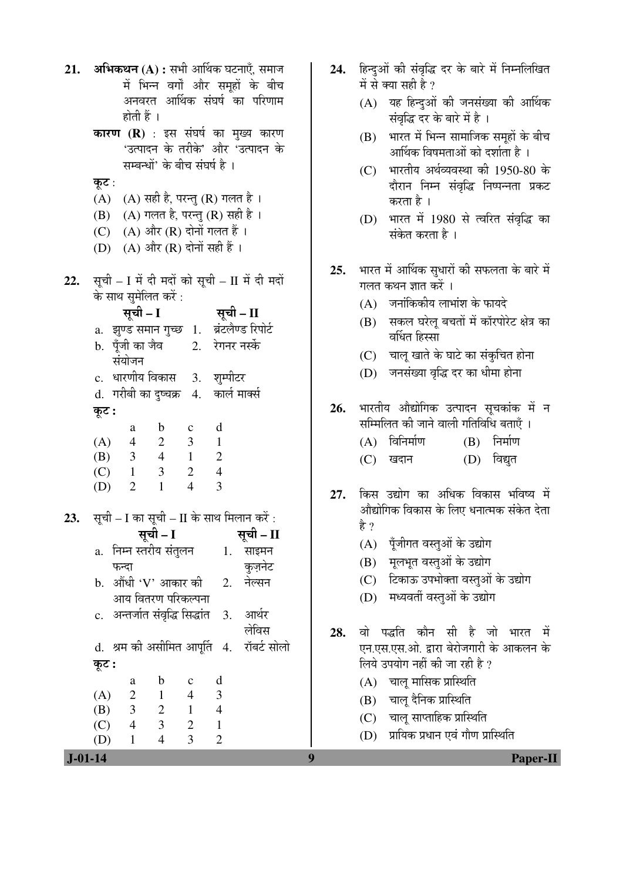**21.** **अभिकथन (A) :** सभी आर्थिक घटनाएँ, समाज में भिन्न वर्गों और समूहों के बीच अनवरत आर्थिक संघर्ष का परिणाम होती हैं ।

**कारण (R)** : इस संघर्ष का मुख्य कारण 'उत्पादन के तरीके' और 'उत्पादन के सम्बन्धों' के बीच संघर्ष है ।

**कूट** :

(A) (A) सही है, परन्तु (R) गलत है ।

(B) (A) गलत है, परन्तु (R) सही है ।

(C) (A) और (R) दोनों गलत हैं ।

(D) (A) और (R) दोनों सही हैं ।

**22.** सूची – I में दी मदों को सूची – II में दी मदों के साथ सुमेलित करें :

| सूची – I | सूची – II |
|---|---|
| a. झुण्ड समान गुच्छ | 1. ब्रंटलैण्ड रिपोर्ट |
| b. पूँजी का जैव संयोजन | 2. रेगनर नर्स्के |
| c. धारणीय विकास | 3. शुम्पीटर |
| d. गरीबी का दुष्चक्र | 4. कार्ल मार्क्स |

**कूट :**

| | a | b | c | d |
|---|---|---|---|---|
| (A) | 4 | 2 | 3 | 1 |
| (B) | 3 | 4 | 1 | 2 |
| (C) | 1 | 3 | 2 | 4 |
| (D) | 2 | 1 | 4 | 3 |

**23.** सूची – I का सूची – II के साथ मिलान करें :

| सूची – I | सूची – II |
|---|---|
| a. निम्न स्तरीय संतुलन फन्दा | 1. साइमन कुज़नेट |
| b. औंधी 'V' आकार की आय वितरण परिकल्पना | 2. नेल्सन |
| c. अन्तर्जात संवृद्धि सिद्धांत | 3. आर्थर लेविस |
| d. श्रम की असीमित आपूर्ति | 4. रॉबर्ट सोलो |

**कूट :**

| | a | b | c | d |
|---|---|---|---|---|
| (A) | 2 | 1 | 4 | 3 |
| (B) | 3 | 2 | 1 | 4 |
| (C) | 4 | 3 | 2 | 1 |
| (D) | 1 | 4 | 3 | 2 |

**24.** हिन्दुओं की संवृद्धि दर के बारे में निम्नलिखित में से क्या सही है ?

(A) यह हिन्दुओं की जनसंख्या की आर्थिक संवृद्धि दर के बारे में है ।

(B) भारत में भिन्न सामाजिक समूहों के बीच आर्थिक विषमताओं को दर्शाता है ।

(C) भारतीय अर्थव्यवस्था की 1950-80 के दौरान निम्न संवृद्धि निष्पन्नता प्रकट करता है ।

(D) भारत में 1980 से त्वरित संवृद्धि का संकेत करता है ।

**25.** भारत में आर्थिक सुधारों की सफलता के बारे में गलत कथन ज्ञात करें ।

(A) जनांकिकीय लाभांश के फायदे

(B) सकल घरेलू बचतों में कॉरपोरेट क्षेत्र का वर्धित हिस्सा

(C) चालू खाते के घाटे का संकुचित होना

(D) जनसंख्या वृद्धि दर का धीमा होना

**26.** भारतीय औद्योगिक उत्पादन सूचकांक में न सम्मिलित की जाने वाली गतिविधि बताएँ ।

(A) विनिर्माण (B) निर्माण

(C) खदान (D) विद्युत

**27.** किस उद्योग का अधिक विकास भविष्य में औद्योगिक विकास के लिए धनात्मक संकेत देता है ?

(A) पूँजीगत वस्तुओं के उद्योग

(B) मूलभूत वस्तुओं के उद्योग

(C) टिकाऊ उपभोक्ता वस्तुओं के उद्योग

(D) मध्यवर्ती वस्तुओं के उद्योग

**28.** वो पद्धति कौन सी है जो भारत में एन.एस.एस.ओ. द्वारा बेरोजगारी के आकलन के लिये उपयोग नहीं की जा रही है ?

(A) चालू मासिक प्रास्थिति

(B) चालू दैनिक प्रास्थिति

(C) चालू साप्ताहिक प्रास्थिति

(D) प्रायिक प्रधान एवं गौण प्रास्थिति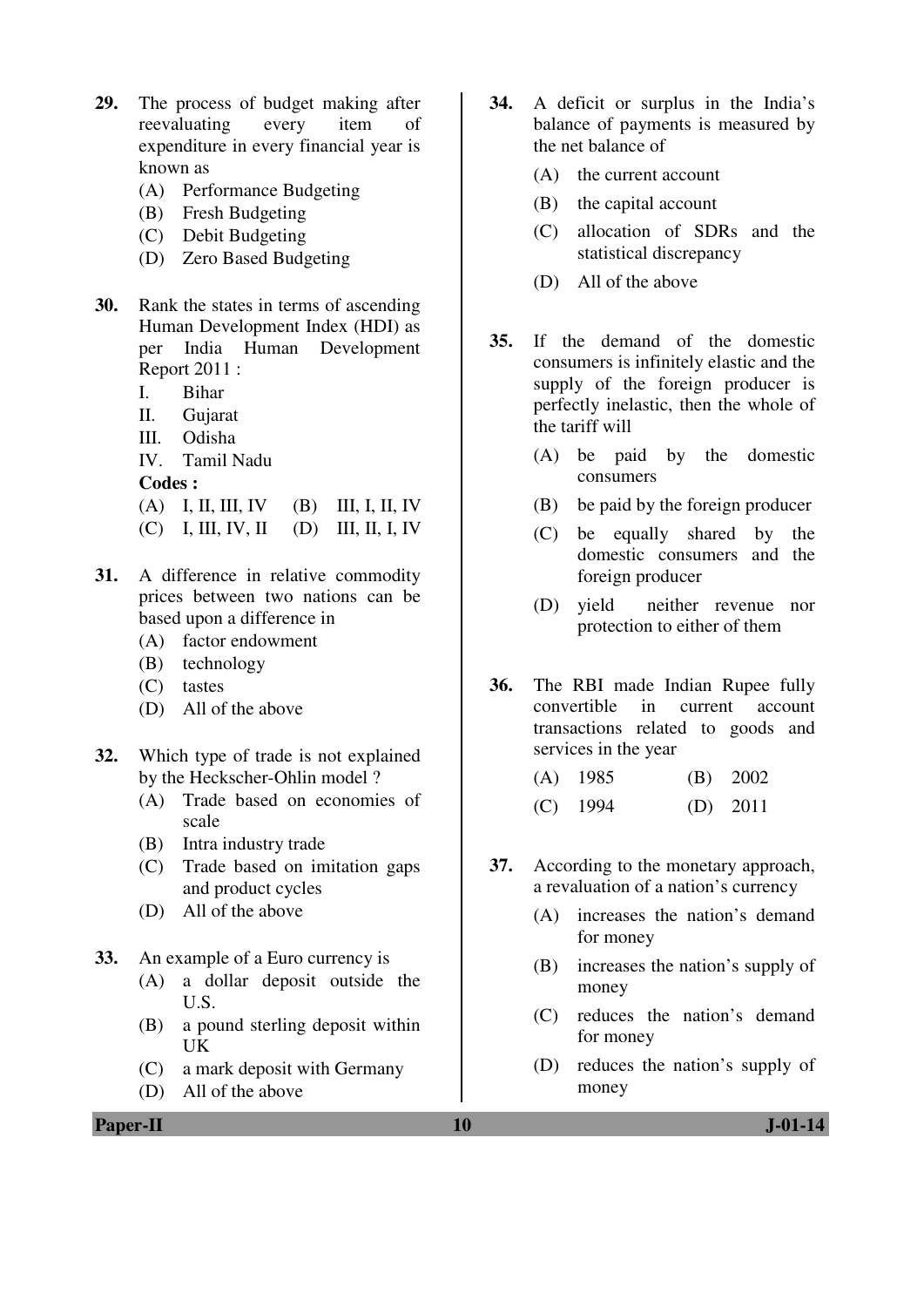**29.** The process of budget making after reevaluating every item of expenditure in every financial year is known as

(A) Performance Budgeting
(B) Fresh Budgeting
(C) Debit Budgeting
(D) Zero Based Budgeting

**30.** Rank the states in terms of ascending Human Development Index (HDI) as per India Human Development Report 2011 :

I. Bihar
II. Gujarat
III. Odisha
IV. Tamil Nadu

**Codes :**

(A) I, II, III, IV (B) III, I, II, IV
(C) I, III, IV, II (D) III, II, I, IV

**31.** A difference in relative commodity prices between two nations can be based upon a difference in

(A) factor endowment
(B) technology
(C) tastes
(D) All of the above

**32.** Which type of trade is not explained by the Heckscher-Ohlin model ?

(A) Trade based on economies of scale
(B) Intra industry trade
(C) Trade based on imitation gaps and product cycles
(D) All of the above

**33.** An example of a Euro currency is

(A) a dollar deposit outside the U.S.
(B) a pound sterling deposit within UK
(C) a mark deposit with Germany
(D) All of the above

**34.** A deficit or surplus in the India's balance of payments is measured by the net balance of

(A) the current account
(B) the capital account
(C) allocation of SDRs and the statistical discrepancy
(D) All of the above

**35.** If the demand of the domestic consumers is infinitely elastic and the supply of the foreign producer is perfectly inelastic, then the whole of the tariff will

(A) be paid by the domestic consumers
(B) be paid by the foreign producer
(C) be equally shared by the domestic consumers and the foreign producer
(D) yield neither revenue nor protection to either of them

**36.** The RBI made Indian Rupee fully convertible in current account transactions related to goods and services in the year

(A) 1985 (B) 2002
(C) 1994 (D) 2011

**37.** According to the monetary approach, a revaluation of a nation's currency

(A) increases the nation's demand for money
(B) increases the nation's supply of money
(C) reduces the nation's demand for money
(D) reduces the nation's supply of money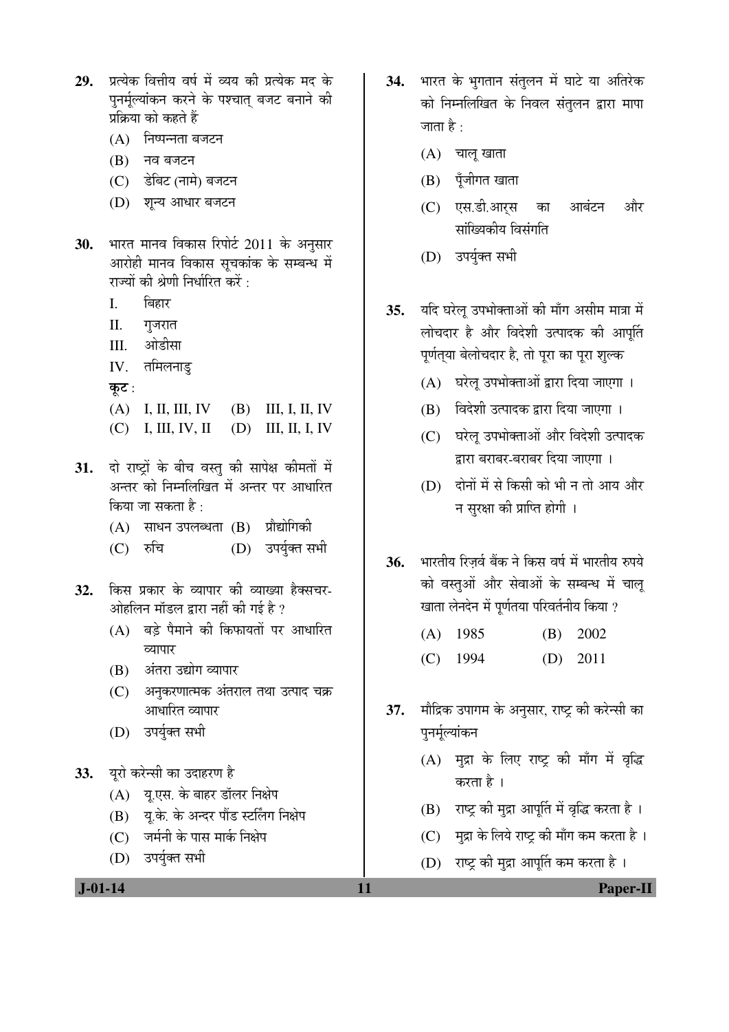**29.** प्रत्येक वित्तीय वर्ष में व्यय की प्रत्येक मद के पुनर्मूल्यांकन करने के पश्चात् बजट बनाने की प्रक्रिया को कहते हैं

(A) निष्पन्नता बजटन

(B) नव बजटन

(C) डेबिट (नामे) बजटन

(D) शून्य आधार बजटन

**30.** भारत मानव विकास रिपोर्ट 2011 के अनुसार आरोही मानव विकास सूचकांक के सम्बन्ध में राज्यों की श्रेणी निर्धारित करें :

I. बिहार

II. गुजरात

III. ओडीसा

IV. तमिलनाडु

**कूट :**

(A) I, II, III, IV  (B) III, I, II, IV

(C) I, III, IV, II  (D) III, II, I, IV

**31.** दो राष्ट्रों के बीच वस्तु की सापेक्ष कीमतों में अन्तर को निम्नलिखित में अन्तर पर आधारित किया जा सकता है :

(A) साधन उपलब्धता (B) प्रौद्योगिकी

(C) रुचि (D) उपर्युक्त सभी

**32.** किस प्रकार के व्यापार की व्याख्या हैक्सचर-ओहलिन मॉडल द्वारा नहीं की गई है ?

(A) बड़े पैमाने की किफायतों पर आधारित व्यापार

(B) अंतरा उद्योग व्यापार

(C) अनुकरणात्मक अंतराल तथा उत्पाद चक्र आधारित व्यापार

(D) उपर्युक्त सभी

**33.** यूरो करेन्सी का उदाहरण है

(A) यू.एस. के बाहर डॉलर निक्षेप

(B) यू.के. के अन्दर पौंड स्टर्लिंग निक्षेप

(C) जर्मनी के पास मार्क निक्षेप

(D) उपर्युक्त सभी

**34.** भारत के भुगतान संतुलन में घाटे या अतिरेक को निम्नलिखित के निवल संतुलन द्वारा मापा जाता है :

(A) चालू खाता

(B) पूँजीगत खाता

(C) एस.डी.आर्स का आबंटन और सांख्यिकीय विसंगति

(D) उपर्युक्त सभी

**35.** यदि घरेलू उपभोक्ताओं की माँग असीम मात्रा में लोचदार है और विदेशी उत्पादक की आपूर्ति पूर्णतया बेलोचदार है, तो पूरा का पूरा शुल्क

(A) घरेलू उपभोक्ताओं द्वारा दिया जाएगा ।

(B) विदेशी उत्पादक द्वारा दिया जाएगा ।

(C) घरेलू उपभोक्ताओं और विदेशी उत्पादक द्वारा बराबर-बराबर दिया जाएगा ।

(D) दोनों में से किसी को भी न तो आय और न सुरक्षा की प्राप्ति होगी ।

**36.** भारतीय रिज़र्व बैंक ने किस वर्ष में भारतीय रुपये को वस्तुओं और सेवाओं के सम्बन्ध में चालू खाता लेनदेन में पूर्णतया परिवर्तनीय किया ?

(A) 1985  (B) 2002

(C) 1994  (D) 2011

**37.** मौद्रिक उपागम के अनुसार, राष्ट्र की करेन्सी का पुनर्मूल्यांकन

(A) मुद्रा के लिए राष्ट्र की माँग में वृद्धि करता है ।

(B) राष्ट्र की मुद्रा आपूर्ति में वृद्धि करता है ।

(C) मुद्रा के लिये राष्ट्र की माँग कम करता है ।

(D) राष्ट्र की मुद्रा आपूर्ति कम करता है ।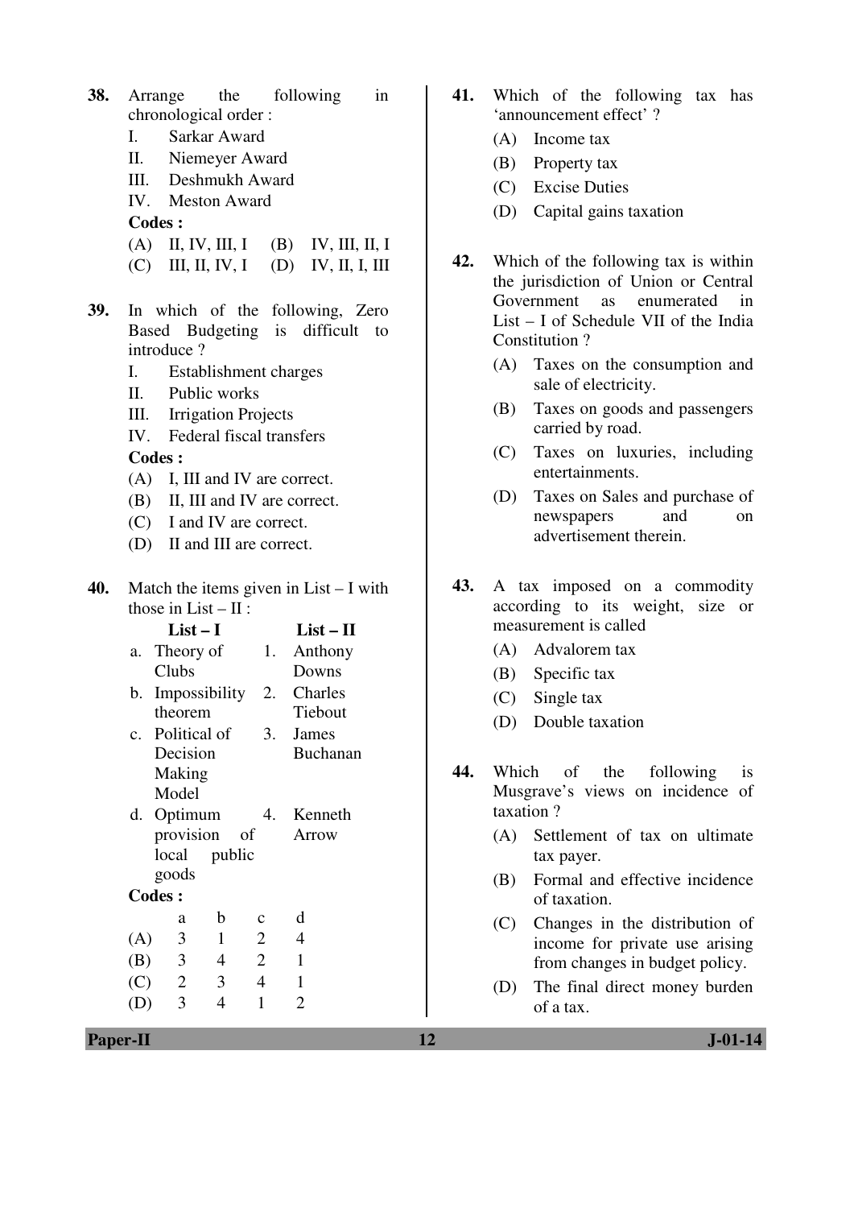38. Arrange the following in chronological order :

I. Sarkar Award
II. Niemeyer Award
III. Deshmukh Award
IV. Meston Award

**Codes :**

(A) II, IV, III, I (B) IV, III, II, I
(C) III, II, IV, I (D) IV, II, I, III

39. In which of the following, Zero Based Budgeting is difficult to introduce ?

I. Establishment charges
II. Public works
III. Irrigation Projects
IV. Federal fiscal transfers

**Codes :**

(A) I, III and IV are correct.
(B) II, III and IV are correct.
(C) I and IV are correct.
(D) II and III are correct.

40. Match the items given in List – I with those in List – II :

| | List – I | | List – II |
|---|---|---|---|
| a. | Theory of Clubs | 1. | Anthony Downs |
| b. | Impossibility theorem | 2. | Charles Tiebout |
| c. | Political of Decision Making Model | 3. | James Buchanan |
| d. | Optimum provision of local public goods | 4. | Kenneth Arrow |

**Codes :**

| | a | b | c | d |
|---|---|---|---|---|
| (A) | 3 | 1 | 2 | 4 |
| (B) | 3 | 4 | 2 | 1 |
| (C) | 2 | 3 | 4 | 1 |
| (D) | 3 | 4 | 1 | 2 |

41. Which of the following tax has 'announcement effect' ?

(A) Income tax
(B) Property tax
(C) Excise Duties
(D) Capital gains taxation

42. Which of the following tax is within the jurisdiction of Union or Central Government as enumerated in List – I of Schedule VII of the India Constitution ?

(A) Taxes on the consumption and sale of electricity.
(B) Taxes on goods and passengers carried by road.
(C) Taxes on luxuries, including entertainments.
(D) Taxes on Sales and purchase of newspapers and on advertisement therein.

43. A tax imposed on a commodity according to its weight, size or measurement is called

(A) Advalorem tax
(B) Specific tax
(C) Single tax
(D) Double taxation

44. Which of the following is Musgrave's views on incidence of taxation ?

(A) Settlement of tax on ultimate tax payer.
(B) Formal and effective incidence of taxation.
(C) Changes in the distribution of income for private use arising from changes in budget policy.
(D) The final direct money burden of a tax.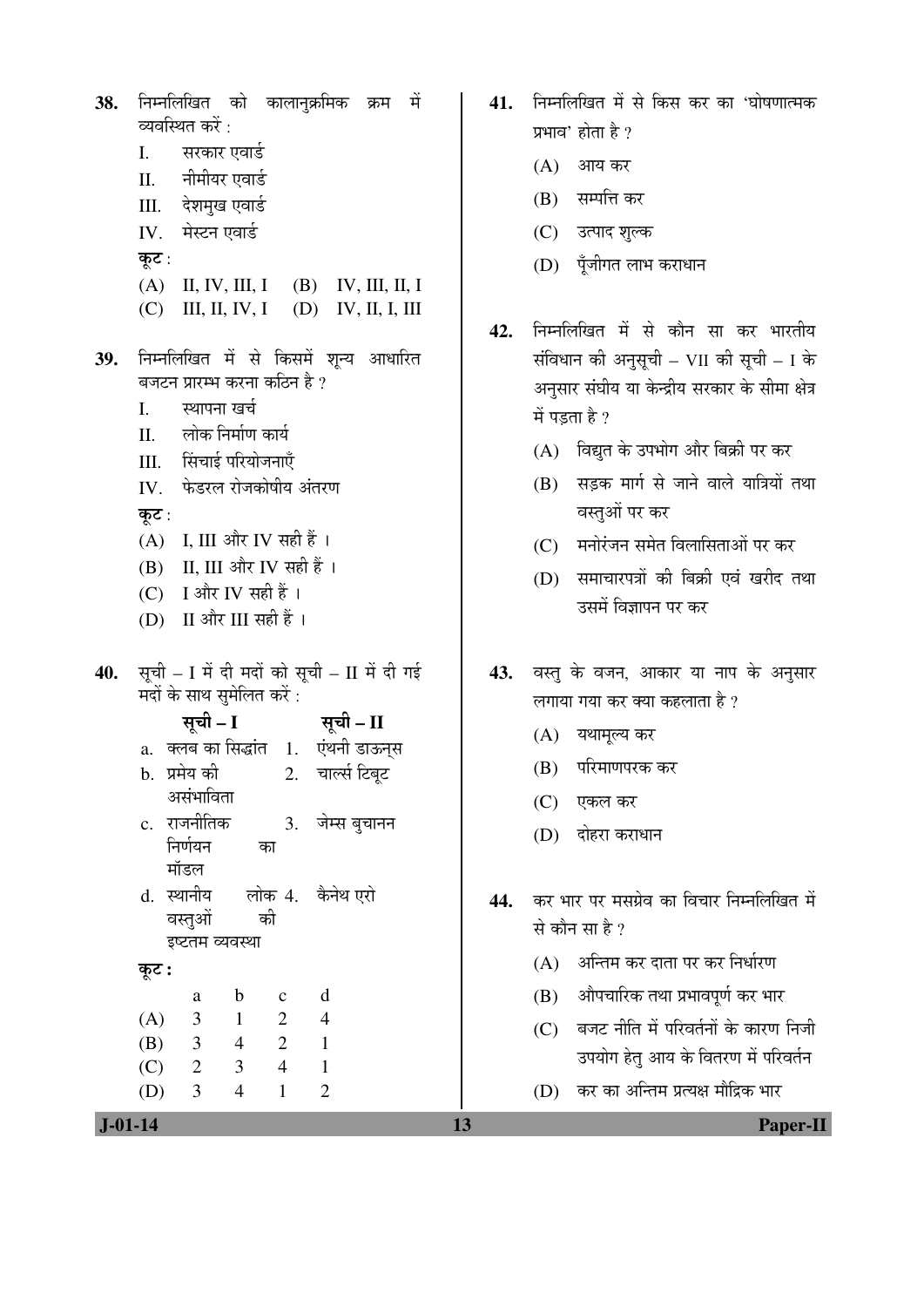**38.** निम्नलिखित को कालानुक्रमिक क्रम में व्यवस्थित करें :

I. सरकार एवार्ड

II. नीमीयर एवार्ड

III. देशमुख एवार्ड

IV. मेस्टन एवार्ड

**कूट :**

(A) II, IV, III, I
(B) IV, III, II, I
(C) III, II, IV, I
(D) IV, II, I, III

**39.** निम्नलिखित में से किसमें शून्य आधारित बजटन प्रारम्भ करना कठिन है ?

I. स्थापना खर्च

II. लोक निर्माण कार्य

III. सिंचाई परियोजनाएँ

IV. फेडरल रोजकोषीय अंतरण

**कूट :**

(A) I, III और IV सही हैं ।
(B) II, III और IV सही हैं ।
(C) I और IV सही हैं ।
(D) II और III सही हैं ।

**40.** सूची – I में दी मदों को सूची – II में दी गई मदों के साथ सुमेलित करें :

| **सूची – I** | **सूची – II** |
|---|---|
| a. क्लब का सिद्धांत | 1. एंथनी डाऊन्स |
| b. प्रमेय की असंभाविता | 2. चार्ल्स टिबूट |
| c. राजनीतिक निर्णयन का मॉडल | 3. जेम्स बुचानन |
| d. स्थानीय लोक वस्तुओं की इष्टतम व्यवस्था | 4. कैनेथ एरो |

**कूट :**

| | a | b | c | d |
|---|---|---|---|---|
| (A) | 3 | 1 | 2 | 4 |
| (B) | 3 | 4 | 2 | 1 |
| (C) | 2 | 3 | 4 | 1 |
| (D) | 3 | 4 | 1 | 2 |

**41.** निम्नलिखित में से किस कर का 'घोषणात्मक प्रभाव' होता है ?

(A) आय कर
(B) सम्पत्ति कर
(C) उत्पाद शुल्क
(D) पूँजीगत लाभ कराधान

**42.** निम्नलिखित में से कौन सा कर भारतीय संविधान की अनुसूची – VII की सूची – I के अनुसार संघीय या केन्द्रीय सरकार के सीमा क्षेत्र में पड़ता है ?

(A) विद्युत के उपभोग और बिक्री पर कर
(B) सड़क मार्ग से जाने वाले यात्रियों तथा वस्तुओं पर कर
(C) मनोरंजन समेत विलासिताओं पर कर
(D) समाचारपत्रों की बिक्री एवं खरीद तथा उसमें विज्ञापन पर कर

**43.** वस्तु के वजन, आकार या नाप के अनुसार लगाया गया कर क्या कहलाता है ?

(A) यथामूल्य कर
(B) परिमाणपरक कर
(C) एकल कर
(D) दोहरा कराधान

**44.** कर भार पर मसग्रेव का विचार निम्नलिखित में से कौन सा है ?

(A) अन्तिम कर दाता पर कर निर्धारण
(B) औपचारिक तथा प्रभावपूर्ण कर भार
(C) बजट नीति में परिवर्तनों के कारण निजी उपयोग हेतु आय के वितरण में परिवर्तन
(D) कर का अन्तिम प्रत्यक्ष मौद्रिक भार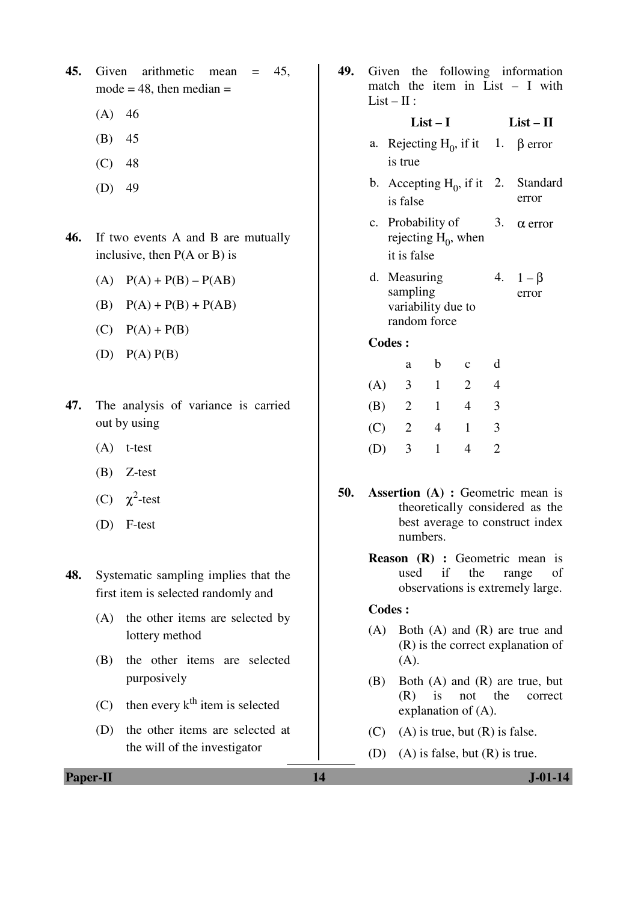**45.** Given arithmetic mean = 45, mode = 48, then median =

(A) 46

(B) 45

(C) 48

(D) 49

**46.** If two events A and B are mutually inclusive, then P(A or B) is

(A) P(A) + P(B) – P(AB)

(B) P(A) + P(B) + P(AB)

(C) P(A) + P(B)

(D) P(A) P(B)

**47.** The analysis of variance is carried out by using

(A) t-test

(B) Z-test

(C) $\chi^2$-test

(D) F-test

**48.** Systematic sampling implies that the first item is selected randomly and

(A) the other items are selected by lottery method

(B) the other items are selected purposively

(C) then every $k^{th}$ item is selected

(D) the other items are selected at the will of the investigator

**49.** Given the following information match the item in List – I with List – II :

| | List – I | | List – II |
|---|---|---|---|
| a. | Rejecting $H_0$, if it is true | 1. | $\beta$ error |
| b. | Accepting $H_0$, if it is false | 2. | Standard error |
| c. | Probability of rejecting $H_0$, when it is false | 3. | $\alpha$ error |
| d. | Measuring sampling variability due to random force | 4. | $1 - \beta$ error |

**Codes :**

| | a | b | c | d |
|---|---|---|---|---|
| (A) | 3 | 1 | 2 | 4 |
| (B) | 2 | 1 | 4 | 3 |
| (C) | 2 | 4 | 1 | 3 |
| (D) | 3 | 1 | 4 | 2 |

**50.** **Assertion (A) :** Geometric mean is theoretically considered as the best average to construct index numbers.

**Reason (R) :** Geometric mean is used if the range of observations is extremely large.

**Codes :**

(A) Both (A) and (R) are true and (R) is the correct explanation of (A).

(B) Both (A) and (R) are true, but (R) is not the correct explanation of (A).

(C) (A) is true, but (R) is false.

(D) (A) is false, but (R) is true.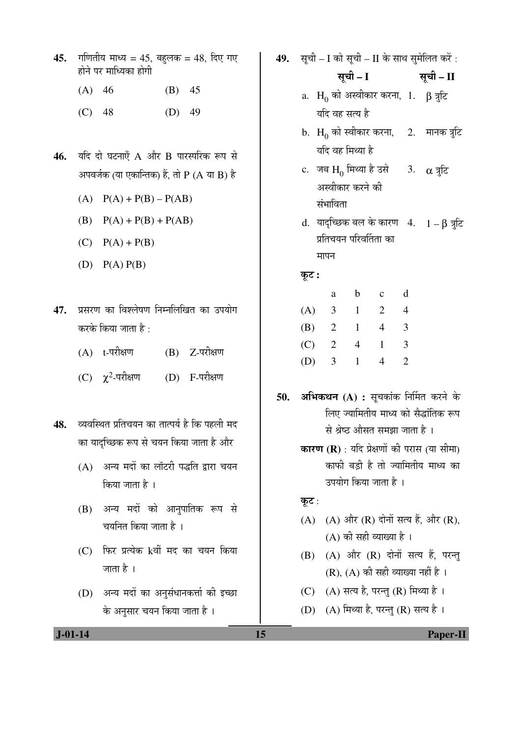**45.** गणितीय माध्य = 45, बहुलक = 48, दिए गए होने पर माध्यिका होगी

(A) 46 (B) 45

(C) 48 (D) 49

**46.** यदि दो घटनाएँ A और B पारस्परिक रूप से अपवर्जक (या एकान्तिक) हैं, तो P (A या B) है

(A) $P(A) + P(B) - P(AB)$

(B) $P(A) + P(B) + P(AB)$

(C) $P(A) + P(B)$

(D) $P(A)\ P(B)$

**47.** प्रसरण का विश्लेषण निम्नलिखित का उपयोग करके किया जाता है :

(A) t-परीक्षण (B) Z-परीक्षण

(C) $\chi^2$-परीक्षण (D) F-परीक्षण

**48.** व्यवस्थित प्रतिचयन का तात्पर्य है कि पहली मद का यादृच्छिक रूप से चयन किया जाता है और

(A) अन्य मदों का लॉटरी पद्धति द्वारा चयन किया जाता है ।

(B) अन्य मदों को आनुपातिक रूप से चयनित किया जाता है ।

(C) फिर प्रत्येक kवीं मद का चयन किया जाता है ।

(D) अन्य मदों का अनुसंधानकर्त्ता की इच्छा के अनुसार चयन किया जाता है ।

**49.** सूची – I को सूची – II के साथ सुमेलित करें :

| सूची – I | सूची – II |
|---|---|
| a. $H_0$ को अस्वीकार करना, यदि वह सत्य है | 1. $\beta$ त्रुटि |
| b. $H_0$ को स्वीकार करना, यदि वह मिथ्या है | 2. मानक त्रुटि |
| c. जब $H_0$ मिथ्या है उसे अस्वीकार करने की संभाविता | 3. $\alpha$ त्रुटि |
| d. यादृच्छिक बल के कारण प्रतिचयन परिवर्तिता का मापन | 4. $1 - \beta$ त्रुटि |

**कूट :**

| | a | b | c | d |
|---|---|---|---|---|
| (A) | 3 | 1 | 2 | 4 |
| (B) | 2 | 1 | 4 | 3 |
| (C) | 2 | 4 | 1 | 3 |
| (D) | 3 | 1 | 4 | 2 |

**50.** **अभिकथन (A) :** सूचकांक निर्मित करने के लिए ज्यामितीय माध्य को सैद्धांतिक रूप से श्रेष्ठ औसत समझा जाता है ।

**कारण (R)** : यदि प्रेक्षणों की परास (या सीमा) काफी बड़ी है तो ज्यामितीय माध्य का उपयोग किया जाता है ।

**कूट** :

(A) (A) और (R) दोनों सत्य हैं, और (R), (A) की सही व्याख्या है ।

(B) (A) और (R) दोनों सत्य हैं, परन्तु (R), (A) की सही व्याख्या नहीं है ।

(C) (A) सत्य है, परन्तु (R) मिथ्या है ।

(D) (A) मिथ्या है, परन्तु (R) सत्य है ।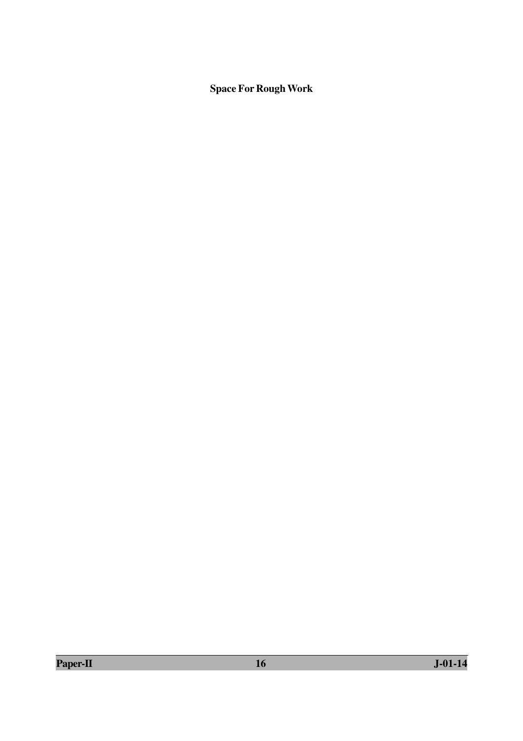**Space For Rough Work**